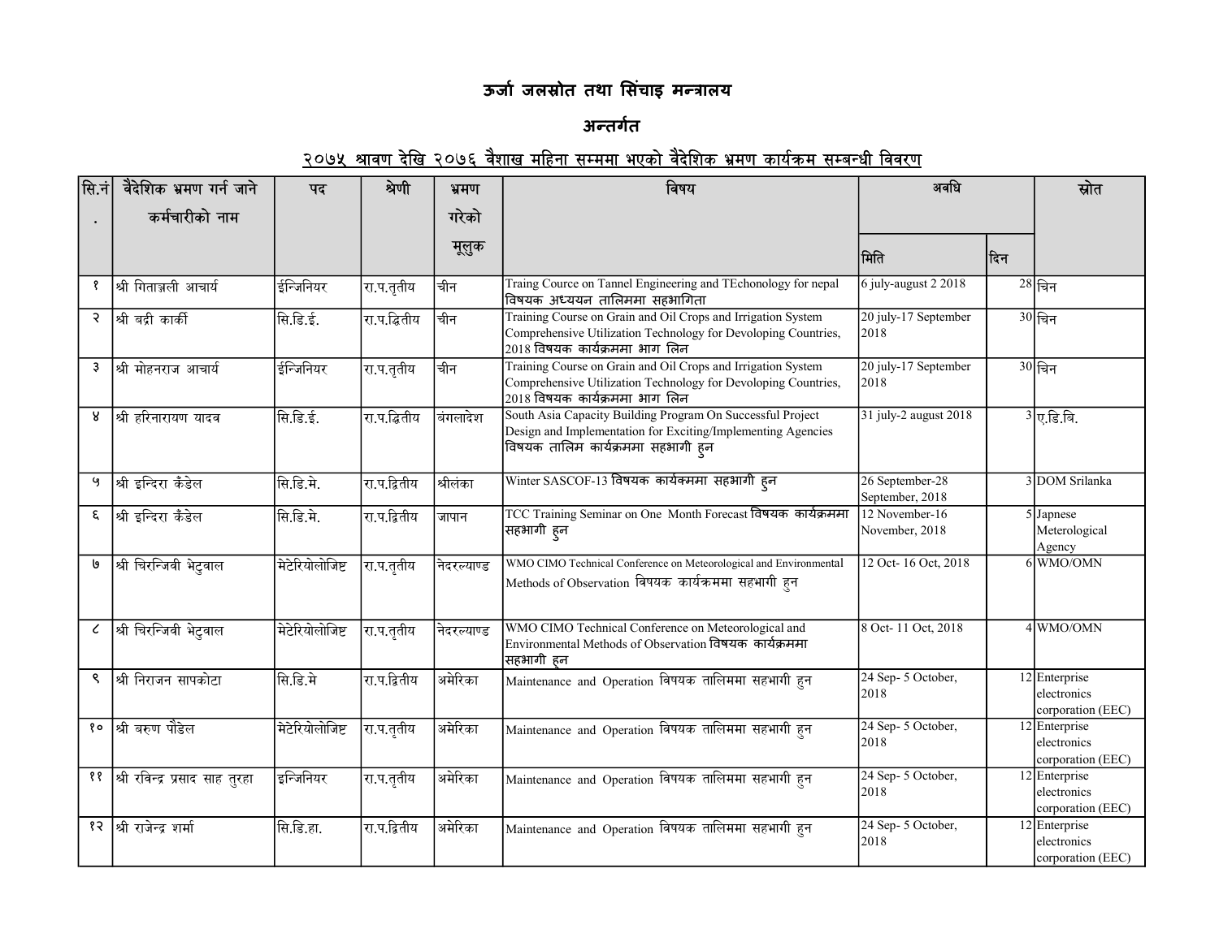# ऊर्जा जलस्रोत तथा सिंचाइ मन्त्रालय

## अन्तर्गत

### २०७५ श्रावण देखि २०७६ वैशाख महिना सम्ममा भएको वैदेशिक भ्रमण कार्यक्रम सम्बन्धी विवरण

| सि.नं. | वैदेशिक भ्रमण गर्न जाने कर्मचारीको नाम | पद | श्रेणी | भ्रमण गरेको मूलुक | विषय | अवधि | | स्रोत |
|---|---|---|---|---|---|---|---|---|
| | | | | | | मिति | दिन | |
| १ | श्री गिताञ्जली आचार्य | ईन्जिनियर | रा.प.तृतीय | चीन | Traing Cource on Tannel Engineering and TEchonology for nepal विषयक अध्ययन तालिममा सहभागिता | 6 july-august 2 2018 | 28 | चिन |
| २ | श्री बद्री कार्की | सि.डि.ई. | रा.प.द्धितीय | चीन | Training Course on Grain and Oil Crops and Irrigation System Comprehensive Utilization Technology for Devoloping Countries, 2018 विषयक कार्यक्रममा भाग लिन | 20 july-17 September 2018 | 30 | चिन |
| ३ | श्री मोहनराज आचार्य | ईन्जिनियर | रा.प.तृतीय | चीन | Training Course on Grain and Oil Crops and Irrigation System Comprehensive Utilization Technology for Devoloping Countries, 2018 विषयक कार्यक्रममा भाग लिन | 20 july-17 September 2018 | 30 | चिन |
| ४ | श्री हरिनारायण यादव | सि.डि.ई. | रा.प.द्धितीय | बंगलादेश | South Asia Capacity Building Program On Successful Project Design and Implementation for Exciting/Implementing Agencies विषयक तालिम कार्यक्रममा सहभागी हुन | 31 july-2 august 2018 | 3 | ए.डि.बि. |
| ५ | श्री इन्दिरा कँडेल | सि.डि.मे. | रा.प.द्धितीय | श्रीलंका | Winter SASCOF-13 विषयक कार्यक्ममा सहभागी हुन | 26 September-28 September, 2018 | 3 | DOM Srilanka |
| ६ | श्री इन्दिरा कँडेल | सि.डि.मे. | रा.प.द्धितीय | जापान | TCC Training Seminar on One Month Forecast विषयक कार्यक्रममा सहभागी हुन | 12 November-16 November, 2018 | 5 | Japnese Meterological Agency |
| ७ | श्री चिरन्जिवी भेटुवाल | मेटेरियोलोजिष्ट | रा.प.तृतीय | नेदरल्याण्ड | WMO CIMO Technical Conference on Meteorological and Environmental Methods of Observation विषयक कार्यक्रममा सहभागी हुन | 12 Oct- 16 Oct, 2018 | 6 | WMO/OMN |
| ८ | श्री चिरन्जिवी भेटुवाल | मेटेरियोलोजिष्ट | रा.प.तृतीय | नेदरल्याण्ड | WMO CIMO Technical Conference on Meteorological and Environmental Methods of Observation विषयक कार्यक्रममा सहभागी हुन | 8 Oct- 11 Oct, 2018 | 4 | WMO/OMN |
| ९ | श्री निराजन सापकोटा | सि.डि.मे | रा.प.द्धितीय | अमेरिका | Maintenance and Operation विषयक तालिममा सहभागी हुन | 24 Sep- 5 October, 2018 | 12 | Enterprise electronics corporation (EEC) |
| १० | श्री बरुण पौडेल | मेटेरियोलोजिष्ट | रा.प.तृतीय | अमेरिका | Maintenance and Operation विषयक तालिममा सहभागी हुन | 24 Sep- 5 October, 2018 | 12 | Enterprise electronics corporation (EEC) |
| ११ | श्री रविन्द्र प्रसाद साह तुरहा | इन्जिनियर | रा.प.तृतीय | अमेरिका | Maintenance and Operation विषयक तालिममा सहभागी हुन | 24 Sep- 5 October, 2018 | 12 | Enterprise electronics corporation (EEC) |
| १२ | श्री राजेन्द्र शर्मा | सि.डि.हा. | रा.प.द्धितीय | अमेरिका | Maintenance and Operation विषयक तालिममा सहभागी हुन | 24 Sep- 5 October, 2018 | 12 | Enterprise electronics corporation (EEC) |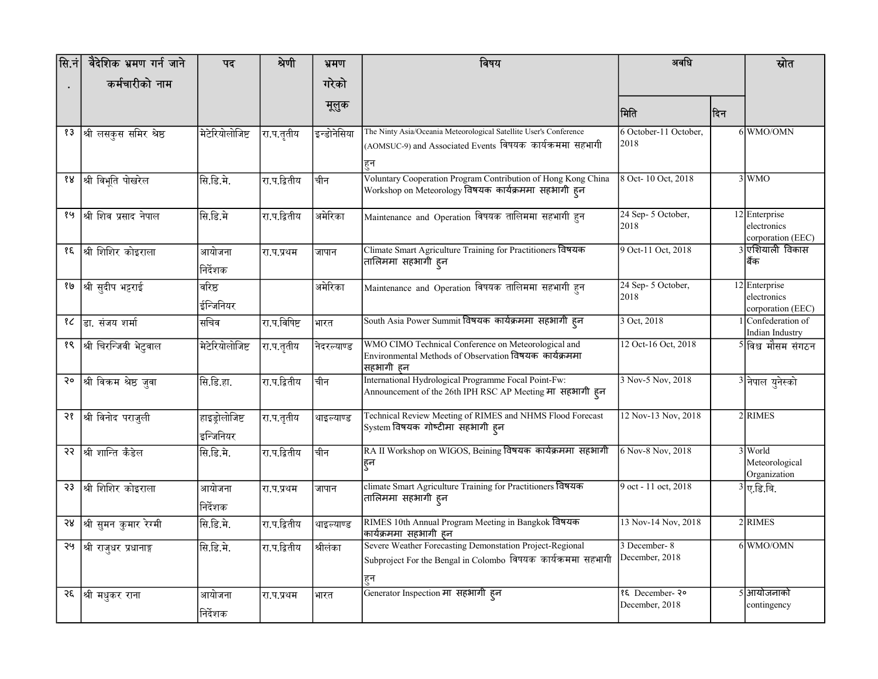| सि.नं. | वैदेशिक भ्रमण गर्न जाने कर्मचारीको नाम | पद | श्रेणी | भ्रमण गरेको मूलुक | विषय | अवधि | | स्रोत |
|---|---|---|---|---|---|---|---|---|
| | | | | | | मिति | दिन | |
| १३ | श्री लसकुस समिर श्रेष्ठ | मेटेरियोलोजिष्ट | रा.प.तृतीय | इन्डोनेसिया | The Ninty Asia/Oceania Meteorological Satellite User's Conference (AOMSUC-9) and Associated Events विषयक कार्यक्रममा सहभागी हुन | 6 October-11 October, 2018 | 6 | WMO/OMN |
| १४ | श्री विभूति पोखरेल | सि.डि.मे. | रा.प.द्वितीय | चीन | Voluntary Cooperation Program Contribution of Hong Kong China Workshop on Meteorology विषयक कार्यक्रममा सहभागी हुन | 8 Oct- 10 Oct, 2018 | 3 | WMO |
| १५ | श्री शिव प्रसाद नेपाल | सि.डि.मे | रा.प.द्वितीय | अमेरिका | Maintenance and Operation विषयक तालिममा सहभागी हुन | 24 Sep- 5 October, 2018 | 12 | Enterprise electronics corporation (EEC) |
| १६ | श्री शिशिर कोइराला | आयोजना निर्देशक | रा.प.प्रथम | जापान | Climate Smart Agriculture Training for Practitioners विषयक तालिममा सहभागी हुन | 9 Oct-11 Oct, 2018 | 3 | एशियाली विकास बैंक |
| १७ | श्री सुदीप भट्टराई | वरिष्ठ ईन्जिनियर | | अमेरिका | Maintenance and Operation विषयक तालिममा सहभागी हुन | 24 Sep- 5 October, 2018 | 12 | Enterprise electronics corporation (EEC) |
| १८ | डा. संजय शर्मा | सचिव | रा.प.विषिष्ट | भारत | South Asia Power Summit विषयक कार्यक्रममा सहभागी हुन | 3 Oct, 2018 | 1 | Confederation of Indian Industry |
| १९ | श्री चिरन्जिवी भेटुवाल | मेटेरियोलोजिष्ट | रा.प.तृतीय | नेदरल्याण्ड | WMO CIMO Technical Conference on Meteorological and Environmental Methods of Observation विषयक कार्यक्रममा सहभागी हुन | 12 Oct-16 Oct, 2018 | 5 | विश्व मौसम संगठन |
| २० | श्री विक्रम श्रेष्ठ जुवा | सि.डि.हा. | रा.प.द्वितीय | चीन | International Hydrological Programme Focal Point-Fw: Announcement of the 26th IPH RSC AP Meeting मा सहभागी हुन | 3 Nov-5 Nov, 2018 | 3 | नेपाल युनेस्को |
| २१ | श्री विनोद पराजुली | हाइड्रोलोजिष्ट इन्जिनियर | रा.प.तृतीय | थाइल्याण्ड | Technical Review Meeting of RIMES and NHMS Flood Forecast System विषयक गोष्टीमा सहभागी हुन | 12 Nov-13 Nov, 2018 | 2 | RIMES |
| २२ | श्री शान्ति कँडेल | सि.डि.मे. | रा.प.द्वितीय | चीन | RA II Workshop on WIGOS, Beining विषयक कार्यक्रममा सहभागी हुन | 6 Nov-8 Nov, 2018 | 3 | World Meteorological Organization |
| २३ | श्री शिशिर कोइराला | आयोजना निर्देशक | रा.प.प्रथम | जापान | climate Smart Agriculture Training for Practitioners विषयक तालिममा सहभागी हुन | 9 oct - 11 oct, 2018 | 3 | ए.डि.बि. |
| २४ | श्री सुमन कुमार रेग्मी | सि.डि.मे. | रा.प.द्वितीय | थाइल्याण्ड | RIMES 10th Annual Program Meeting in Bangkok विषयक कार्यक्रममा सहभागी हुन | 13 Nov-14 Nov, 2018 | 2 | RIMES |
| २५ | श्री राजुधर प्रधानाङ्ग | सि.डि.मे. | रा.प.द्वितीय | श्रीलंका | Severe Weather Forecasting Demonstation Project-Regional Subproject For the Bengal in Colombo विषयक कार्यक्रममा सहभागी हुन | 3 December- 8 December, 2018 | 6 | WMO/OMN |
| २६ | श्री मधुकर राना | आयोजना निर्देशक | रा.प.प्रथम | भारत | Generator Inspection मा सहभागी हुन | १६ December- २० December, 2018 | 5 | आयोजनाको contingency |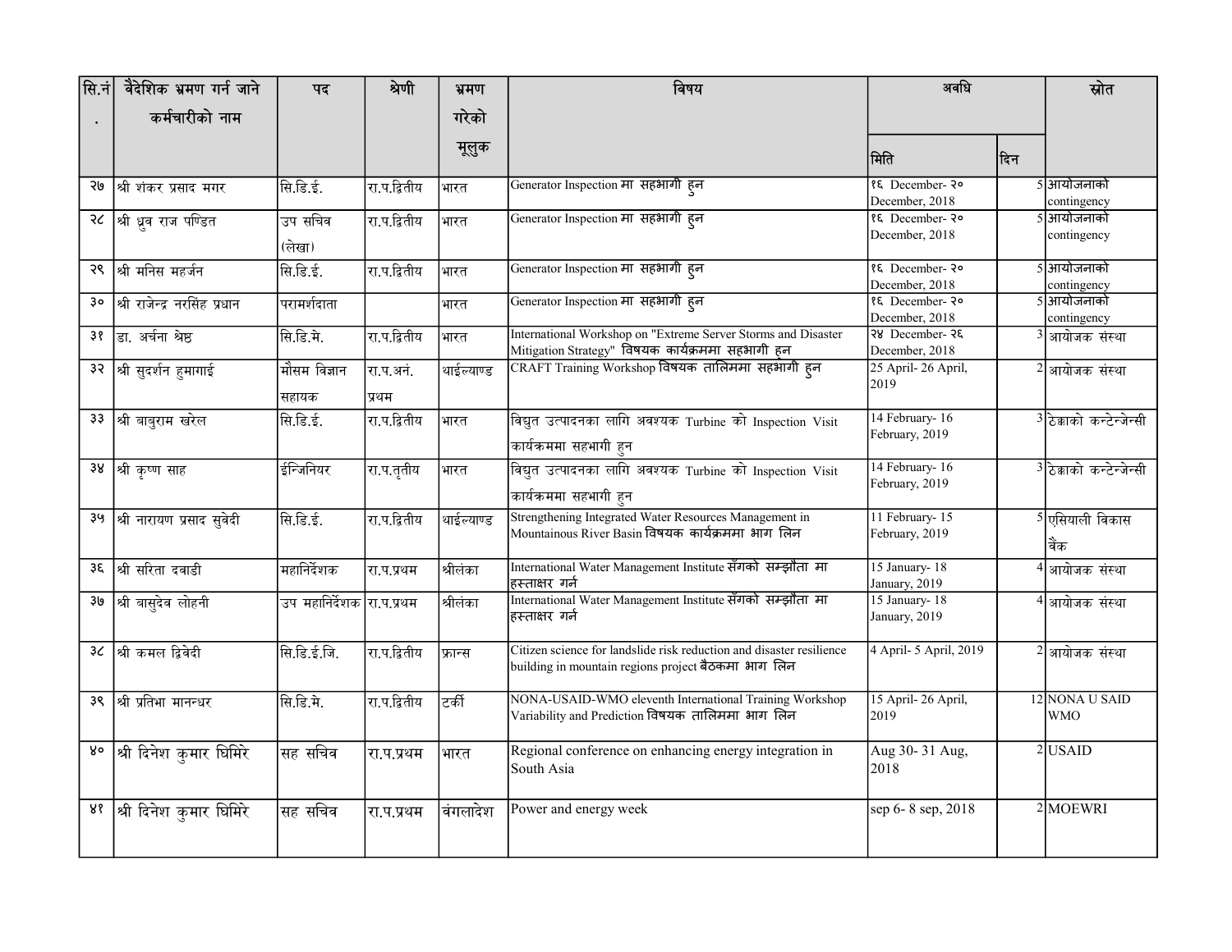| सि.नं. | वैदेशिक भ्रमण गर्न जाने कर्मचारीको नाम | पद | श्रेणी | भ्रमण गरेको मूलुक | विषय | अवधि | | स्रोत |
|---|---|---|---|---|---|---|---|---|
| | | | | | | मिति | दिन | |
| २७ | श्री शंकर प्रसाद मगर | सि.डि.ई. | रा.प.द्वितीय | भारत | Generator Inspection मा सहभागी हुन | १६ December- २० December, 2018 | 5 | आयोजनाको contingency |
| २८ | श्री ध्रुव राज पण्डित | उप सचिव (लेखा) | रा.प.द्वितीय | भारत | Generator Inspection मा सहभागी हुन | १६ December- २० December, 2018 | 5 | आयोजनाको contingency |
| २९ | श्री मनिस महर्जन | सि.डि.ई. | रा.प.द्वितीय | भारत | Generator Inspection मा सहभागी हुन | १६ December- २० December, 2018 | 5 | आयोजनाको contingency |
| ३० | श्री राजेन्द्र नरसिंह प्रधान | परामर्शदाता | | भारत | Generator Inspection मा सहभागी हुन | १६ December- २० December, 2018 | 5 | आयोजनाको contingency |
| ३१ | डा. अर्चना श्रेष्ठ | सि.डि.मे. | रा.प.द्वितीय | भारत | International Workshop on "Extreme Server Storms and Disaster Mitigation Strategy" विषयक कार्यक्रममा सहभागी हुन | २४ December- २६ December, 2018 | 3 | आयोजक संस्था |
| ३२ | श्री सुदर्शन हुमागाई | मौसम विज्ञान सहायक | रा.प.अनं. प्रथम | थाईल्याण्ड | CRAFT Training Workshop विषयक तालिममा सहभागी हुन | 25 April- 26 April, 2019 | 2 | आयोजक संस्था |
| ३३ | श्री बाबुराम खरेल | सि.डि.ई. | रा.प.द्वितीय | भारत | विद्युत उत्पादनका लागि अवश्यक Turbine को Inspection Visit कार्यक्रममा सहभागी हुन | 14 February- 16 February, 2019 | 3 | ठेक्काको कन्टेन्जेन्सी |
| ३४ | श्री कृष्ण साह | ईन्जिनियर | रा.प.तृतीय | भारत | विद्युत उत्पादनका लागि अवश्यक Turbine को Inspection Visit कार्यक्रममा सहभागी हुन | 14 February- 16 February, 2019 | 3 | ठेक्काको कन्टेन्जेन्सी |
| ३५ | श्री नारायण प्रसाद सुवेदी | सि.डि.ई. | रा.प.द्वितीय | थाईल्याण्ड | Strengthening Integrated Water Resources Management in Mountainous River Basin विषयक कार्यक्रममा भाग लिन | 11 February- 15 February, 2019 | 5 | एसियाली विकास वैंक |
| ३६ | श्री सरिता दवाडी | महानिर्देशक | रा.प.प्रथम | श्रीलंका | International Water Management Institute सँगको सम्झौता मा हस्ताक्षर गर्न | 15 January- 18 January, 2019 | 4 | आयोजक संस्था |
| ३७ | श्री बासुदेव लोहनी | उप महानिर्देशक | रा.प.प्रथम | श्रीलंका | International Water Management Institute सँगको सम्झौता मा हस्ताक्षर गर्न | 15 January- 18 January, 2019 | 4 | आयोजक संस्था |
| ३८ | श्री कमल द्विवेदी | सि.डि.ई.जि. | रा.प.द्वितीय | फ्रान्स | Citizen science for landslide risk reduction and disaster resilience building in mountain regions project बैठकमा भाग लिन | 4 April- 5 April, 2019 | 2 | आयोजक संस्था |
| ३९ | श्री प्रतिभा मानन्धर | सि.डि.मे. | रा.प.द्वितीय | टर्की | NONA-USAID-WMO eleventh International Training Workshop Variability and Prediction विषयक तालिममा भाग लिन | 15 April- 26 April, 2019 | 12 | NONA U SAID WMO |
| ४० | श्री दिनेश कुमार घिमिरे | सह सचिव | रा.प.प्रथम | भारत | Regional conference on enhancing energy integration in South Asia | Aug 30- 31 Aug, 2018 | 2 | USAID |
| ४१ | श्री दिनेश कुमार घिमिरे | सह सचिव | रा.प.प्रथम | वंगलादेश | Power and energy week | sep 6- 8 sep, 2018 | 2 | MOEWRI |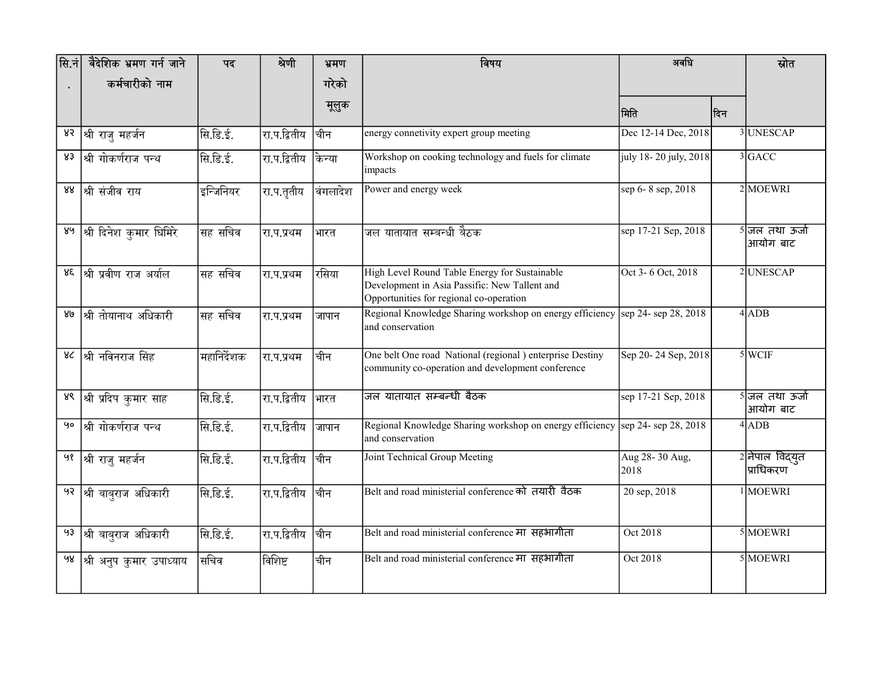| सि.नं. | वैदेशिक भ्रमण गर्न जाने कर्मचारीको नाम | पद | श्रेणी | भ्रमण गरेको मूलुक | विषय | अवधि | | स्रोत |
|---|---|---|---|---|---|---|---|---|
| | | | | | | मिति | दिन | |
| ४२ | श्री राजु महर्जन | सि.डि.ई. | रा.प.द्वितीय | चीन | energy connetivity expert group meeting | Dec 12-14 Dec, 2018 | 3 | UNESCAP |
| ४३ | श्री गोकर्णराज पन्थ | सि.डि.ई. | रा.प.द्वितीय | केन्या | Workshop on cooking technology and fuels for climate impacts | july 18- 20 july, 2018 | 3 | GACC |
| ४४ | श्री संजीव राय | इन्जिनियर | रा.प.तृतीय | वंगलादेश | Power and energy week | sep 6- 8 sep, 2018 | 2 | MOEWRI |
| ४५ | श्री दिनेश कुमार घिमिरे | सह सचिव | रा.प.प्रथम | भारत | जल यातायात सम्बन्धी बैठक | sep 17-21 Sep, 2018 | 5 | जल तथा ऊर्जा आयोग बाट |
| ४६ | श्री प्रवीण राज अर्याल | सह सचिव | रा.प.प्रथम | रसिया | High Level Round Table Energy for Sustainable Development in Asia Passific: New Tallent and Opportunities for regional co-operation | Oct 3- 6 Oct, 2018 | 2 | UNESCAP |
| ४७ | श्री तोयानाथ अधिकारी | सह सचिव | रा.प.प्रथम | जापान | Regional Knowledge Sharing workshop on energy efficiency and conservation | sep 24- sep 28, 2018 | 4 | ADB |
| ४८ | श्री नविनराज सिंह | महानिर्देशक | रा.प.प्रथम | चीन | One belt One road National (regional ) enterprise Destiny community co-operation and development conference | Sep 20- 24 Sep, 2018 | 5 | WCIF |
| ४९ | श्री प्रदिप कुमार साह | सि.डि.ई. | रा.प.द्वितीय | भारत | जल यातायात सम्बन्धी बैठक | sep 17-21 Sep, 2018 | 5 | जल तथा ऊर्जा आयोग बाट |
| ५० | श्री गोकर्णराज पन्थ | सि.डि.ई. | रा.प.द्वितीय | जापान | Regional Knowledge Sharing workshop on energy efficiency and conservation | sep 24- sep 28, 2018 | 4 | ADB |
| ५१ | श्री राजु महर्जन | सि.डि.ई. | रा.प.द्वितीय | चीन | Joint Technical Group Meeting | Aug 28- 30 Aug, 2018 | 2 | नेपाल विद्युत प्राधिकरण |
| ५२ | श्री बाबुराज अधिकारी | सि.डि.ई. | रा.प.द्वितीय | चीन | Belt and road ministerial conference को तयारी वैठक | 20 sep, 2018 | 1 | MOEWRI |
| ५३ | श्री बाबुराज अधिकारी | सि.डि.ई. | रा.प.द्वितीय | चीन | Belt and road ministerial conference मा सहभागीता | Oct 2018 | 5 | MOEWRI |
| ५४ | श्री अनुप कुमार उपाध्याय | सचिव | विशिष्ट | चीन | Belt and road ministerial conference मा सहभागीता | Oct 2018 | 5 | MOEWRI |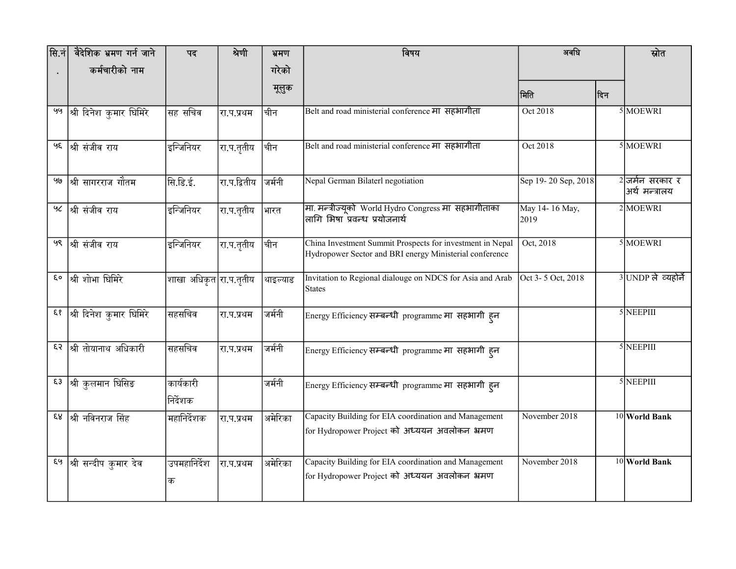| सि.नं. | वैदेशिक भ्रमण गर्न जाने कर्मचारीको नाम | पद | श्रेणी | भ्रमण गरेको मूलुक | विषय | अवधि | | स्रोत |
|---|---|---|---|---|---|---|---|---|
| | | | | | | मिति | दिन | |
| ५५ | श्री दिनेश कुमार घिमिरे | सह सचिव | रा.प.प्रथम | चीन | Belt and road ministerial conference मा सहभागीता | Oct 2018 | 5 | MOEWRI |
| ५६ | श्री संजीव राय | इन्जिनियर | रा.प.तृतीय | चीन | Belt and road ministerial conference मा सहभागीता | Oct 2018 | 5 | MOEWRI |
| ५७ | श्री सागरराज गौतम | सि.डि.ई. | रा.प.द्वितीय | जर्मनी | Nepal German Bilaterl negotiation | Sep 19- 20 Sep, 2018 | 2 | जर्मन सरकार र अर्थ मन्त्रालय |
| ५८ | श्री संजीव राय | इन्जिनियर | रा.प.तृतीय | भारत | मा. मन्त्रीज्यूको World Hydro Congress मा सहभागीताका लागि भिषा प्रवन्ध प्रयोजनार्थ | May 14- 16 May, 2019 | 2 | MOEWRI |
| ५९ | श्री संजीव राय | इन्जिनियर | रा.प.तृतीय | चीन | China Investment Summit Prospects for investment in Nepal Hydropower Sector and BRI energy Ministerial conference | Oct, 2018 | 5 | MOEWRI |
| ६० | श्री शोभा घिमिरे | शाखा अधिकृत | रा.प.तृतीय | थाइल्याड | Invitation to Regional dialouge on NDCS for Asia and Arab States | Oct 3- 5 Oct, 2018 | 3 | UNDP ले व्यहोर्ने |
| ६१ | श्री दिनेश कुमार घिमिरे | सहसचिव | रा.प.प्रथम | जर्मनी | Energy Efficiency सम्बन्धी programme मा सहभागी हुन | | 5 | NEEPIII |
| ६२ | श्री तोयानाथ अधिकारी | सहसचिव | रा.प.प्रथम | जर्मनी | Energy Efficiency सम्बन्धी programme मा सहभागी हुन | | 5 | NEEPIII |
| ६३ | श्री कुलमान घिसिङ | कार्यकारी निर्देशक | | जर्मनी | Energy Efficiency सम्बन्धी programme मा सहभागी हुन | | 5 | NEEPIII |
| ६४ | श्री नविनराज सिंह | महानिर्देशक | रा.प.प्रथम | अमेरिका | Capacity Building for EIA coordination and Management for Hydropower Project को अध्ययन अवलोकन भ्रमण | November 2018 | 10 | **World Bank** |
| ६५ | श्री सन्दीप कुमार देव | उपमहानिर्देशक | रा.प.प्रथम | अमेरिका | Capacity Building for EIA coordination and Management for Hydropower Project को अध्ययन अवलोकन भ्रमण | November 2018 | 10 | **World Bank** |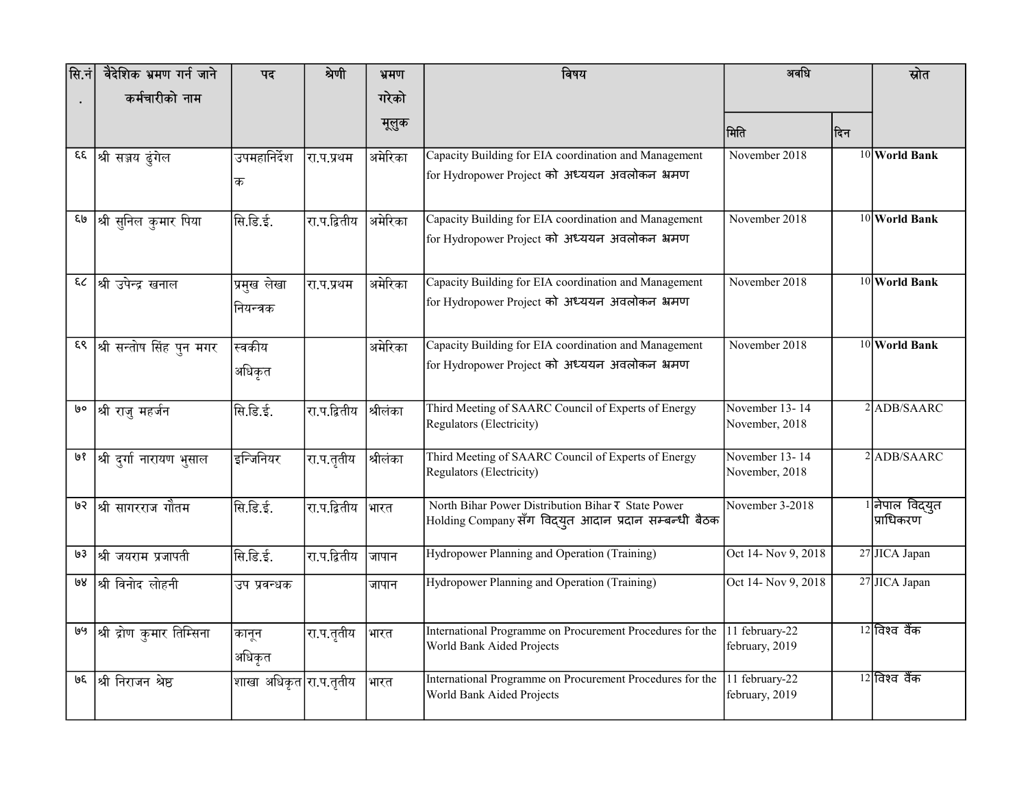| सि.नं. | वैदेशिक भ्रमण गर्न जाने कर्मचारीको नाम | पद | श्रेणी | भ्रमण गरेको मूलुक | विषय | अवधि | | स्रोत |
|---|---|---|---|---|---|---|---|---|
| | | | | | | मिति | दिन | |
| ६६ | श्री सञ्जय ढुंगेल | उपमहानिर्देशक | रा.प.प्रथम | अमेरिका | Capacity Building for EIA coordination and Management for Hydropower Project को अध्ययन अवलोकन भ्रमण | November 2018 | 10 | **World Bank** |
| ६७ | श्री सुनिल कुमार पिया | सि.डि.ई. | रा.प.द्वितीय | अमेरिका | Capacity Building for EIA coordination and Management for Hydropower Project को अध्ययन अवलोकन भ्रमण | November 2018 | 10 | **World Bank** |
| ६८ | श्री उपेन्द्र खनाल | प्रमुख लेखा नियन्त्रक | रा.प.प्रथम | अमेरिका | Capacity Building for EIA coordination and Management for Hydropower Project को अध्ययन अवलोकन भ्रमण | November 2018 | 10 | **World Bank** |
| ६९ | श्री सन्तोष सिंह पुन मगर | स्वकीय अधिकृत | | अमेरिका | Capacity Building for EIA coordination and Management for Hydropower Project को अध्ययन अवलोकन भ्रमण | November 2018 | 10 | **World Bank** |
| ७० | श्री राजु महर्जन | सि.डि.ई. | रा.प.द्वितीय | श्रीलंका | Third Meeting of SAARC Council of Experts of Energy Regulators (Electricity) | November 13- 14 November, 2018 | 2 | ADB/SAARC |
| ७१ | श्री दुर्गा नारायण भुसाल | इन्जिनियर | रा.प.तृतीय | श्रीलंका | Third Meeting of SAARC Council of Experts of Energy Regulators (Electricity) | November 13- 14 November, 2018 | 2 | ADB/SAARC |
| ७२ | श्री सागरराज गौतम | सि.डि.ई. | रा.प.द्वितीय | भारत | North Bihar Power Distribution Bihar र State Power Holding Company सँग विद्युत आदान प्रदान सम्बन्धी बैठक | November 3-2018 | 1 | नेपाल विद्युत प्राधिकरण |
| ७३ | श्री जयराम प्रजापती | सि.डि.ई. | रा.प.द्वितीय | जापान | Hydropower Planning and Operation (Training) | Oct 14- Nov 9, 2018 | 27 | JICA Japan |
| ७४ | श्री विनोद लोहनी | उप प्रवन्धक | | जापान | Hydropower Planning and Operation (Training) | Oct 14- Nov 9, 2018 | 27 | JICA Japan |
| ७५ | श्री द्रोण कुमार तिम्सिना | कानून अधिकृत | रा.प.तृतीय | भारत | International Programme on Procurement Procedures for the World Bank Aided Projects | 11 february-22 february, 2019 | 12 | विश्व वैंक |
| ७६ | श्री निराजन श्रेष्ठ | शाखा अधिकृत | रा.प.तृतीय | भारत | International Programme on Procurement Procedures for the World Bank Aided Projects | 11 february-22 february, 2019 | 12 | विश्व वैंक |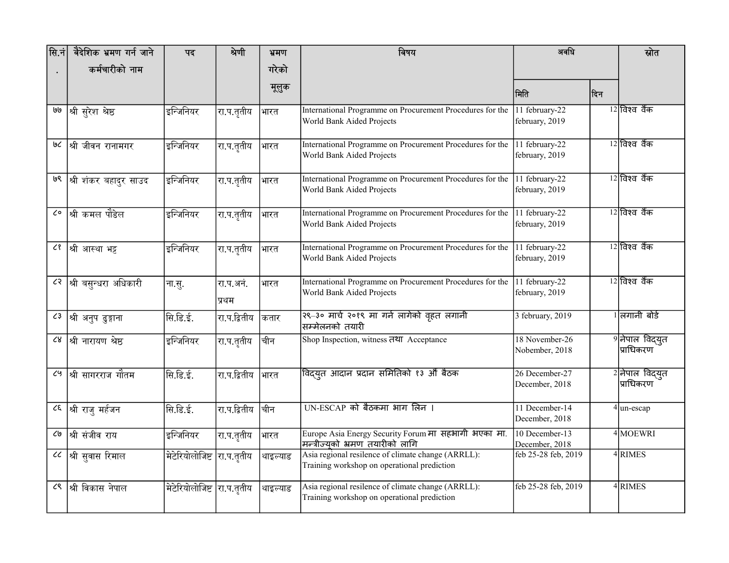| सि.नं. | वैदेशिक भ्रमण गर्न जाने कर्मचारीको नाम | पद | श्रेणी | भ्रमण गरेको मूलुक | विषय | अवधि | | स्रोत |
|---|---|---|---|---|---|---|---|---|
| | | | | | | मिति | दिन | |
| ७७ | श्री सुरेश श्रेष्ठ | इन्जिनियर | रा.प.तृतीय | भारत | International Programme on Procurement Procedures for the World Bank Aided Projects | 11 february-22 february, 2019 | 12 | विश्व वैंक |
| ७८ | श्री जीवन रानामगर | इन्जिनियर | रा.प.तृतीय | भारत | International Programme on Procurement Procedures for the World Bank Aided Projects | 11 february-22 february, 2019 | 12 | विश्व वैंक |
| ७९ | श्री शंकर बहादुर साउद | इन्जिनियर | रा.प.तृतीय | भारत | International Programme on Procurement Procedures for the World Bank Aided Projects | 11 february-22 february, 2019 | 12 | विश्व वैंक |
| ८० | श्री कमल पौडेल | इन्जिनियर | रा.प.तृतीय | भारत | International Programme on Procurement Procedures for the World Bank Aided Projects | 11 february-22 february, 2019 | 12 | विश्व वैंक |
| ८१ | श्री आस्था भट्ट | इन्जिनियर | रा.प.तृतीय | भारत | International Programme on Procurement Procedures for the World Bank Aided Projects | 11 february-22 february, 2019 | 12 | विश्व वैंक |
| ८२ | श्री बसुन्धरा अधिकारी | ना.सु. | रा.प.अनं. प्रथम | भारत | International Programme on Procurement Procedures for the World Bank Aided Projects | 11 february-22 february, 2019 | 12 | विश्व वैंक |
| ८३ | श्री अनुप ढुङ्गाना | सि.डि.ई. | रा.प.द्वितीय | कतार | २९–३० मार्च २०१९ मा गर्न लागेको वृहत लगानी सम्मेलनको तयारी | 3 february, 2019 | 1 | लगानी बोर्ड |
| ८४ | श्री नारायण श्रेष्ठ | इन्जिनियर | रा.प.तृतीय | चीन | Shop Inspection, witness तथा Acceptance | 18 November-26 Nobember, 2018 | 9 | नेपाल विद्युत प्राधिकरण |
| ८५ | श्री सागरराज गौतम | सि.डि.ई. | रा.प.द्वितीय | भारत | विद्युत आदान प्रदान समितिको १३ औं बैठक | 26 December-27 December, 2018 | 2 | नेपाल विद्युत प्राधिकरण |
| ८६ | श्री राजु मर्हजन | सि.डि.ई. | रा.प.द्वितीय | चीन | UN-ESCAP को बैठकमा भाग लिन । | 11 December-14 December, 2018 | 4 | un-escap |
| ८७ | श्री संजीव राय | इन्जिनियर | रा.प.तृतीय | भारत | Europe Asia Energy Security Forum मा सहभागी भएका मा. मन्त्रीज्यूको भ्रमण तयारीको लागि | 10 December-13 December, 2018 | 4 | MOEWRI |
| ८८ | श्री सुवास रिमाल | मेटेरियोलोजिष्ट | रा.प.तृतीय | थाइल्याड | Asia regional resilence of climate change (ARRLL): Training workshop on operational prediction | feb 25-28 feb, 2019 | 4 | RIMES |
| ८९ | श्री विकास नेपाल | मेटेरियोलोजिष्ट | रा.प.तृतीय | थाइल्याड | Asia regional resilence of climate change (ARRLL): Training workshop on operational prediction | feb 25-28 feb, 2019 | 4 | RIMES |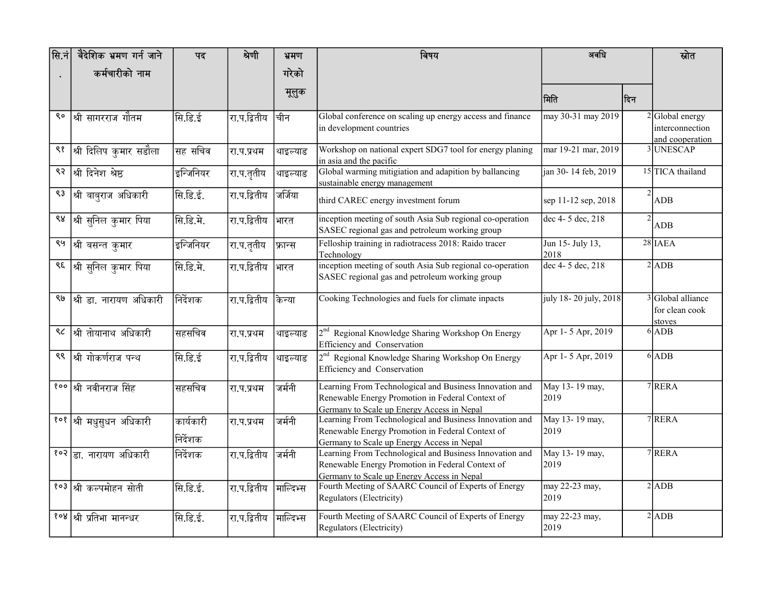| सि.नं. | वैदेशिक भ्रमण गर्न जाने कर्मचारीको नाम | पद | श्रेणी | भ्रमण गरेको मूलुक | विषय | अवधि | | स्रोत |
|---|---|---|---|---|---|---|---|---|
| | | | | | | मिति | दिन | |
| ९० | श्री सागरराज गौतम | सि.डि.ई | रा.प.द्वितीय | चीन | Global conference on scaling up energy access and finance in development countries | may 30-31 may 2019 | 2 | Global energy interconnection and cooperation |
| ९१ | श्री दिलिप कुमार सडौला | सह सचिव | रा.प.प्रथम | थाइल्याड | Workshop on national expert SDG7 tool for energy planing in asia and the pacific | mar 19-21 mar, 2019 | 3 | UNESCAP |
| ९२ | श्री दिनेश श्रेष्ठ | इन्जिनियर | रा.प.तृतीय | थाइल्याड | Global warming mitigiation and adapition by ballancing sustainable energy management | jan 30- 14 feb, 2019 | 15 | TICA thailand |
| ९३ | श्री बाबुराज अधिकारी | सि.डि.ई. | रा.प.द्वितीय | जर्जिया | third CAREC energy investment forum | sep 11-12 sep, 2018 | 2 | ADB |
| ९४ | श्री सुनिल कुमार पिया | सि.डि.मे. | रा.प.द्वितीय | भारत | inception meeting of south Asia Sub regional co-operation SASEC regional gas and petroleum working group | dec 4- 5 dec, 218 | 2 | ADB |
| ९५ | श्री बसन्त कुमार | इन्जिनियर | रा.प.तृतीय | फ्रान्स | Felloship training in radiotracess 2018: Raido tracer Technology | Jun 15- July 13, 2018 | 28 | IAEA |
| ९६ | श्री सुनिल कुमार पिया | सि.डि.मे. | रा.प.द्वितीय | भारत | inception meeting of south Asia Sub regional co-operation SASEC regional gas and petroleum working group | dec 4- 5 dec, 218 | 2 | ADB |
| ९७ | श्री डा. नारायण अधिकारी | निर्देशक | रा.प.द्वितीय | केन्या | Cooking Technologies and fuels for climate inpacts | july 18- 20 july, 2018 | 3 | Global alliance for clean cook stoves |
| ९८ | श्री तोयानाथ अधिकारी | सहसचिव | रा.प.प्रथम | थाइल्याड | 2nd Regional Knowledge Sharing Workshop On Energy Efficiency and Conservation | Apr 1- 5 Apr, 2019 | 6 | ADB |
| ९९ | श्री गोकर्णराज पन्थ | सि.डि.ई | रा.प.द्वितीय | थाइल्याड | 2nd Regional Knowledge Sharing Workshop On Energy Efficiency and Conservation | Apr 1- 5 Apr, 2019 | 6 | ADB |
| १०० | श्री नवीनराज सिंह | सहसचिव | रा.प.प्रथम | जर्मनी | Learning From Technological and Business Innovation and Renewable Energy Promotion in Federal Context of Germany to Scale up Energy Access in Nepal | May 13- 19 may, 2019 | 7 | RERA |
| १०१ | श्री मधुसुधन अधिकारी | कार्यकारी निर्देशक | रा.प.प्रथम | जर्मनी | Learning From Technological and Business Innovation and Renewable Energy Promotion in Federal Context of Germany to Scale up Energy Access in Nepal | May 13- 19 may, 2019 | 7 | RERA |
| १०२ | डा. नारायण अधिकारी | निर्देशक | रा.प.द्वितीय | जर्मनी | Learning From Technological and Business Innovation and Renewable Energy Promotion in Federal Context of Germany to Scale up Energy Access in Nepal | May 13- 19 may, 2019 | 7 | RERA |
| १०३ | श्री कल्पमोहन सोती | सि.डि.ई. | रा.प.द्वितीय | माल्दिभ्स | Fourth Meeting of SAARC Council of Experts of Energy Regulators (Electricity) | may 22-23 may, 2019 | 2 | ADB |
| १०४ | श्री प्रतिभा मानन्धर | सि.डि.ई. | रा.प.द्वितीय | माल्दिभ्स | Fourth Meeting of SAARC Council of Experts of Energy Regulators (Electricity) | may 22-23 may, 2019 | 2 | ADB |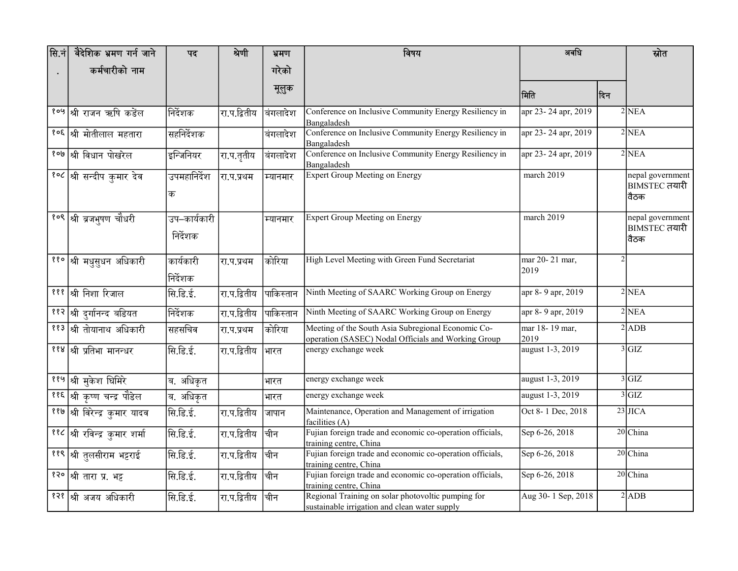| सि.नं. | वैदेशिक भ्रमण गर्न जाने कर्मचारीको नाम | पद | श्रेणी | भ्रमण गरेको मूलुक | विषय | अवधि | | स्रोत |
|---|---|---|---|---|---|---|---|---|
| | | | | | | मिति | दिन | |
| १०५ | श्री राजन ऋषि कडेंल | निर्देशक | रा.प.द्वितीय | बंगलादेश | Conference on Inclusive Community Energy Resiliency in Bangaladesh | apr 23- 24 apr, 2019 | 2 | NEA |
| १०६ | श्री मोतीलाल महतारा | सहनिर्देशक | | बंगलादेश | Conference on Inclusive Community Energy Resiliency in Bangaladesh | apr 23- 24 apr, 2019 | 2 | NEA |
| १०७ | श्री विधान पोखरेल | इन्जिनियर | रा.प.तृतीय | बंगलादेश | Conference on Inclusive Community Energy Resiliency in Bangaladesh | apr 23- 24 apr, 2019 | 2 | NEA |
| १०८ | श्री सन्दीप कुमार देव | उपमहानिर्देशक | रा.प.प्रथम | म्यानमार | Expert Group Meeting on Energy | march 2019 | | nepal government BIMSTEC तयारी वैठक |
| १०९ | श्री ब्रजभुषण चौधरी | उप–कार्यकारी निर्देशक | | म्यानमार | Expert Group Meeting on Energy | march 2019 | | nepal government BIMSTEC तयारी वैठक |
| ११० | श्री मधुसुधन अधिकारी | कार्यकारी निर्देशक | रा.प.प्रथम | कोरिया | High Level Meeting with Green Fund Secretariat | mar 20- 21 mar, 2019 | 2 | |
| १११ | श्री निशा रिजाल | सि.डि.ई. | रा.प.द्वितीय | पाकिस्तान | Ninth Meeting of SAARC Working Group on Energy | apr 8- 9 apr, 2019 | 2 | NEA |
| ११२ | श्री दुर्गानन्द बडियत | निर्देशक | रा.प.द्वितीय | पाकिस्तान | Ninth Meeting of SAARC Working Group on Energy | apr 8- 9 apr, 2019 | 2 | NEA |
| ११३ | श्री तोयानाथ अधिकारी | सहसचिव | रा.प.प्रथम | कोरिया | Meeting of the South Asia Subregional Economic Co-operation (SASEC) Nodal Officials and Working Group | mar 18- 19 mar, 2019 | 2 | ADB |
| ११४ | श्री प्रतिभा मानन्धर | सि.डि.ई. | रा.प.द्वितीय | भारत | energy exchange week | august 1-3, 2019 | 3 | GIZ |
| ११५ | श्री मुकेश घिमिरे | ब. अधिकृत | | भारत | energy exchange week | august 1-3, 2019 | 3 | GIZ |
| ११६ | श्री कृष्ण चन्द्र पौडेल | ब. अधिकृत | | भारत | energy exchange week | august 1-3, 2019 | 3 | GIZ |
| ११७ | श्री विरेन्द्र कुमार यादव | सि.डि.ई. | रा.प.द्वितीय | जापान | Maintenance, Operation and Management of irrigation facilities (A) | Oct 8- 1 Dec, 2018 | 23 | JICA |
| ११८ | श्री रविन्द्र कुमार शर्मा | सि.डि.ई. | रा.प.द्वितीय | चीन | Fujian foreign trade and economic co-operation officials, training centre, China | Sep 6-26, 2018 | 20 | China |
| ११९ | श्री तुलसीराम भट्टराई | सि.डि.ई. | रा.प.द्वितीय | चीन | Fujian foreign trade and economic co-operation officials, training centre, China | Sep 6-26, 2018 | 20 | China |
| १२० | श्री तारा प्र. भट्ट | सि.डि.ई. | रा.प.द्वितीय | चीन | Fujian foreign trade and economic co-operation officials, training centre, China | Sep 6-26, 2018 | 20 | China |
| १२१ | श्री अजय अधिकारी | सि.डि.ई. | रा.प.द्वितीय | चीन | Regional Training on solar photovoltic pumping for sustainable irrigation and clean water supply | Aug 30- 1 Sep, 2018 | 2 | ADB |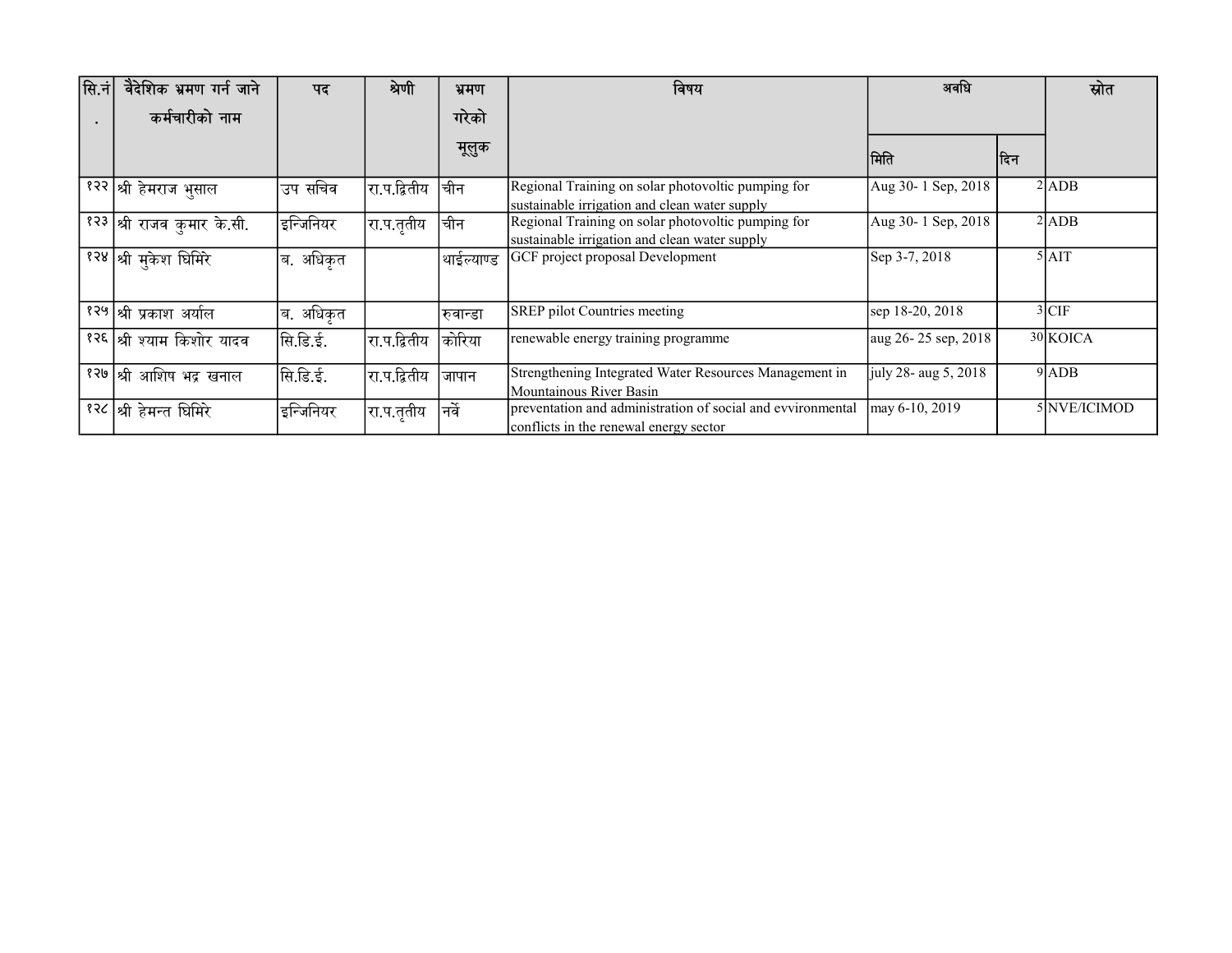| सि.नं. | वैदेशिक भ्रमण गर्न जाने कर्मचारीको नाम | पद | श्रेणी | भ्रमण गरेको मूलुक | विषय | अवधि | | स्रोत |
|---|---|---|---|---|---|---|---|---|
| | | | | | | मिति | दिन | |
| १२२ | श्री हेमराज भुसाल | उप सचिव | रा.प.द्वितीय | चीन | Regional Training on solar photovoltic pumping for sustainable irrigation and clean water supply | Aug 30- 1 Sep, 2018 | 2 | ADB |
| १२३ | श्री राजव कुमार के.सी. | इन्जिनियर | रा.प.तृतीय | चीन | Regional Training on solar photovoltic pumping for sustainable irrigation and clean water supply | Aug 30- 1 Sep, 2018 | 2 | ADB |
| १२४ | श्री मुकेश घिमिरे | ब. अधिकृत | | थाईल्याण्ड | GCF project proposal Development | Sep 3-7, 2018 | 5 | AIT |
| १२५ | श्री प्रकाश अर्याल | ब. अधिकृत | | रुवान्डा | SREP pilot Countries meeting | sep 18-20, 2018 | 3 | CIF |
| १२६ | श्री श्याम किशोर यादव | सि.डि.ई. | रा.प.द्वितीय | कोरिया | renewable energy training programme | aug 26- 25 sep, 2018 | 30 | KOICA |
| १२७ | श्री आशिष भद्र खनाल | सि.डि.ई. | रा.प.द्वितीय | जापान | Strengthening Integrated Water Resources Management in Mountainous River Basin | july 28- aug 5, 2018 | 9 | ADB |
| १२८ | श्री हेमन्त घिमिरे | इन्जिनियर | रा.प.तृतीय | नर्वे | preventation and administration of social and evvironmental conflicts in the renewal energy sector | may 6-10, 2019 | 5 | NVE/ICIMOD |